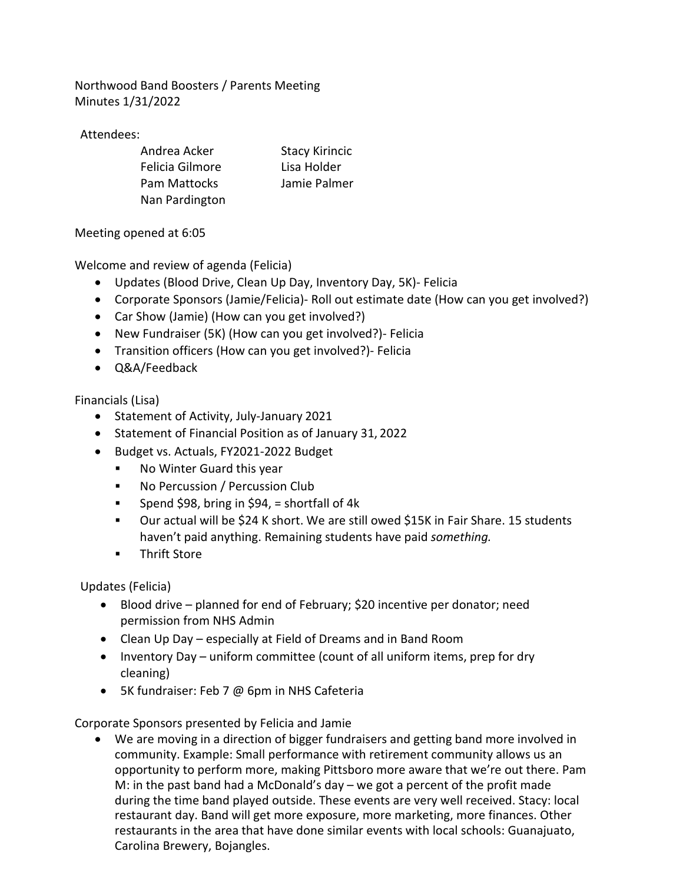Northwood Band Boosters / Parents Meeting
Minutes 1/31/2022

Attendees:

| | |
|---|---|
| Andrea Acker | Stacy Kirincic |
| Felicia Gilmore | Lisa Holder |
| Pam Mattocks | Jamie Palmer |
| Nan Pardington | |

Meeting opened at 6:05

Welcome and review of agenda (Felicia)

- Updates (Blood Drive, Clean Up Day, Inventory Day, 5K)- Felicia
- Corporate Sponsors (Jamie/Felicia)- Roll out estimate date (How can you get involved?)
- Car Show (Jamie) (How can you get involved?)
- New Fundraiser (5K) (How can you get involved?)- Felicia
- Transition officers (How can you get involved?)- Felicia
- Q&A/Feedback

Financials (Lisa)

- Statement of Activity, July-January 2021
- Statement of Financial Position as of January 31, 2022
- Budget vs. Actuals, FY2021-2022 Budget
  - No Winter Guard this year
  - No Percussion / Percussion Club
  - Spend $98, bring in $94, = shortfall of 4k
  - Our actual will be $24 K short. We are still owed $15K in Fair Share. 15 students haven't paid anything. Remaining students have paid *something.*
  - Thrift Store

Updates (Felicia)

- Blood drive – planned for end of February; $20 incentive per donator; need permission from NHS Admin
- Clean Up Day – especially at Field of Dreams and in Band Room
- Inventory Day – uniform committee (count of all uniform items, prep for dry cleaning)
- 5K fundraiser: Feb 7 @ 6pm in NHS Cafeteria

Corporate Sponsors presented by Felicia and Jamie

- We are moving in a direction of bigger fundraisers and getting band more involved in community. Example: Small performance with retirement community allows us an opportunity to perform more, making Pittsboro more aware that we're out there. Pam M: in the past band had a McDonald's day – we got a percent of the profit made during the time band played outside. These events are very well received. Stacy: local restaurant day. Band will get more exposure, more marketing, more finances. Other restaurants in the area that have done similar events with local schools: Guanajuato, Carolina Brewery, Bojangles.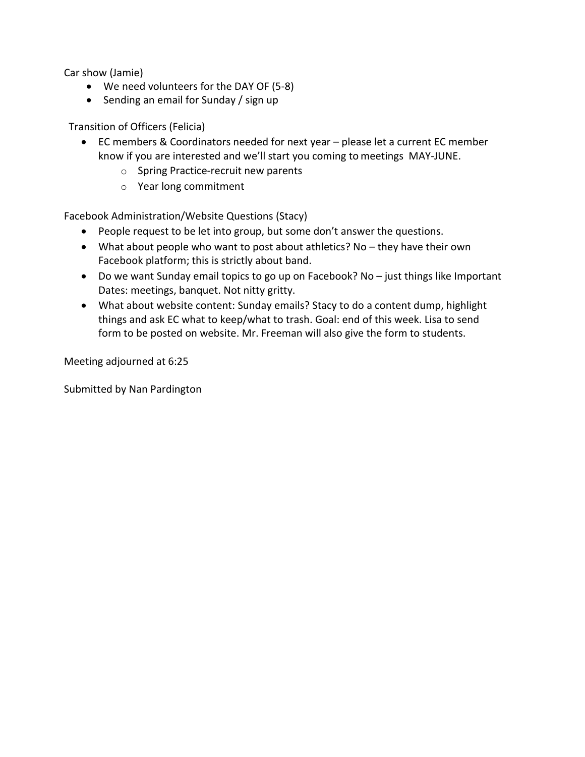Car show (Jamie)

- We need volunteers for the DAY OF (5-8)
- Sending an email for Sunday / sign up

Transition of Officers (Felicia)

- EC members & Coordinators needed for next year – please let a current EC member know if you are interested and we'll start you coming to meetings MAY-JUNE.
    - Spring Practice-recruit new parents
    - Year long commitment

Facebook Administration/Website Questions (Stacy)

- People request to be let into group, but some don't answer the questions.
- What about people who want to post about athletics? No – they have their own Facebook platform; this is strictly about band.
- Do we want Sunday email topics to go up on Facebook? No – just things like Important Dates: meetings, banquet. Not nitty gritty.
- What about website content: Sunday emails? Stacy to do a content dump, highlight things and ask EC what to keep/what to trash. Goal: end of this week. Lisa to send form to be posted on website. Mr. Freeman will also give the form to students.

Meeting adjourned at 6:25

Submitted by Nan Pardington